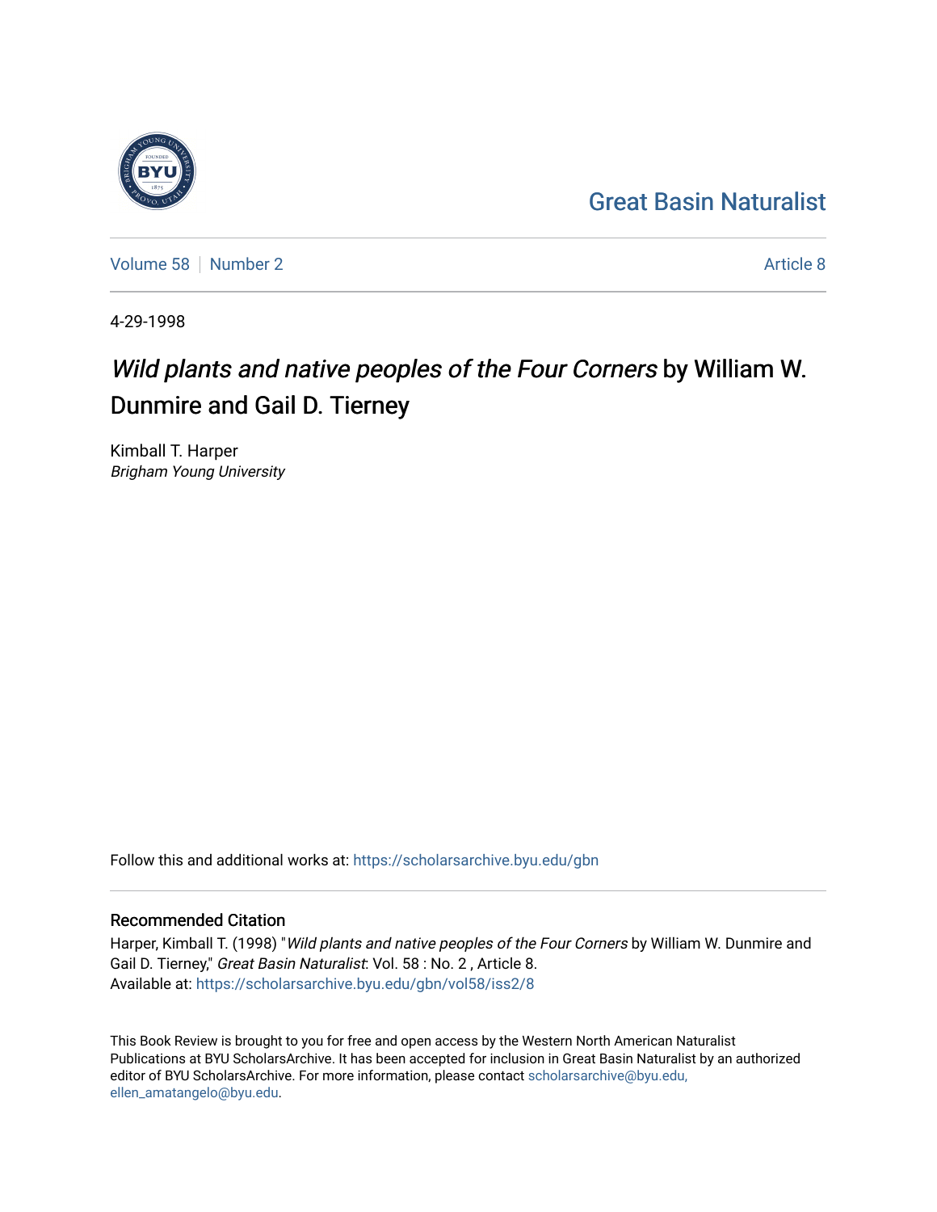Great Basin Naturalist

Volume 58 | Number 2 | Article 8

4-29-1998

# *Wild plants and native peoples of the Four Corners* by William W. Dunmire and Gail D. Tierney

Kimball T. Harper
*Brigham Young University*

Follow this and additional works at: https://scholarsarchive.byu.edu/gbn

## Recommended Citation

Harper, Kimball T. (1998) "*Wild plants and native peoples of the Four Corners* by William W. Dunmire and Gail D. Tierney," *Great Basin Naturalist*: Vol. 58 : No. 2 , Article 8.
Available at: https://scholarsarchive.byu.edu/gbn/vol58/iss2/8

This Book Review is brought to you for free and open access by the Western North American Naturalist Publications at BYU ScholarsArchive. It has been accepted for inclusion in Great Basin Naturalist by an authorized editor of BYU ScholarsArchive. For more information, please contact scholarsarchive@byu.edu, ellen_amatangelo@byu.edu.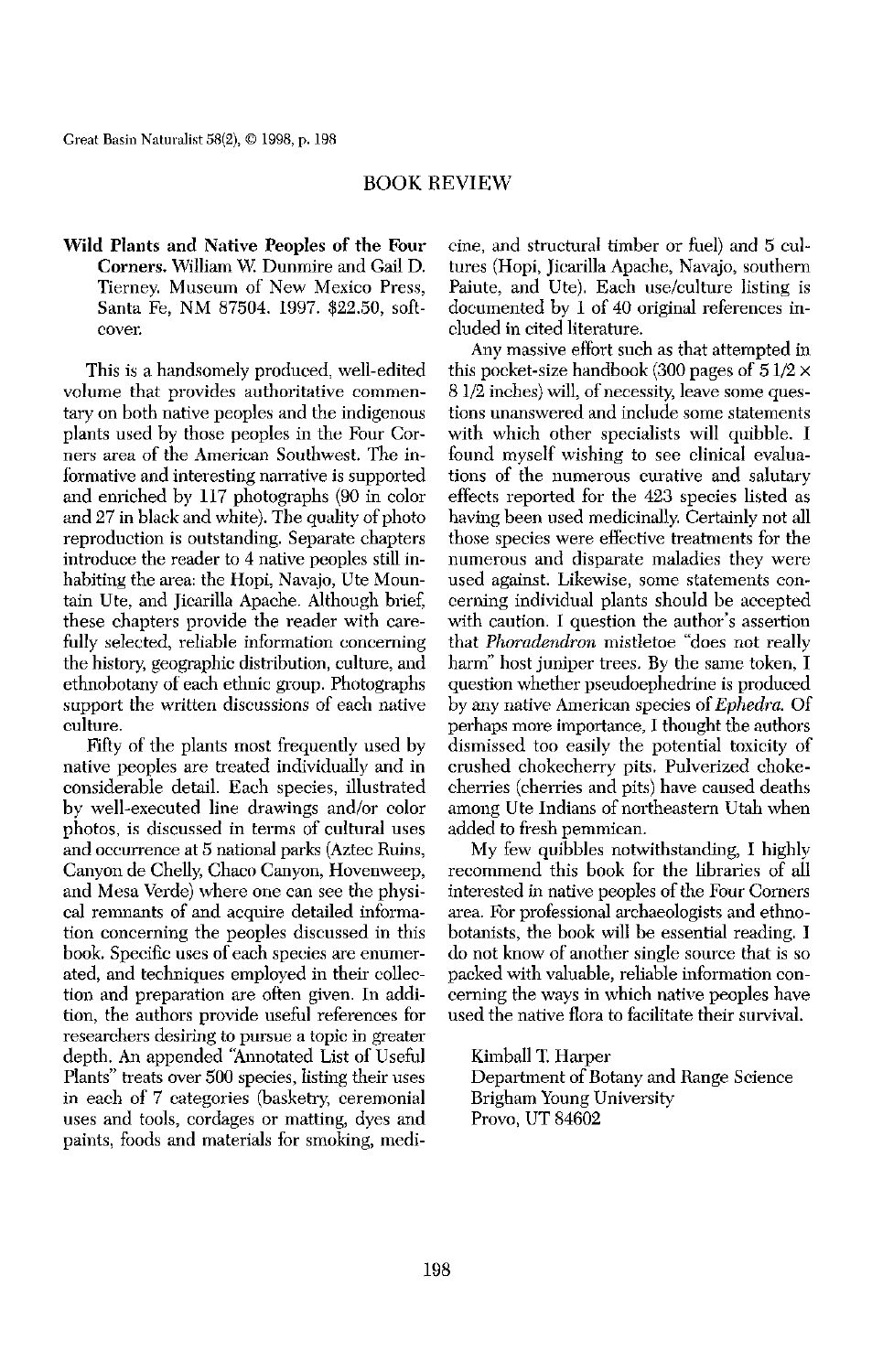## BOOK REVIEW

**Wild Plants and Native Peoples of the Four Corners.** William W. Dunmire and Gail D. Tierney. Museum of New Mexico Press, Santa Fe, NM 87504. 1997. $22.50, softcover.

This is a handsomely produced, well-edited volume that provides authoritative commentary on both native peoples and the indigenous plants used by those peoples in the Four Corners area of the American Southwest. The informative and interesting narrative is supported and enriched by 117 photographs (90 in color and 27 in black and white). The quality of photo reproduction is outstanding. Separate chapters introduce the reader to 4 native peoples still inhabiting the area: the Hopi, Navajo, Ute Mountain Ute, and Jicarilla Apache. Although brief, these chapters provide the reader with carefully selected, reliable information concerning the history, geographic distribution, culture, and ethnobotany of each ethnic group. Photographs support the written discussions of each native culture.

Fifty of the plants most frequently used by native peoples are treated individually and in considerable detail. Each species, illustrated by well-executed line drawings and/or color photos, is discussed in terms of cultural uses and occurrence at 5 national parks (Aztec Ruins, Canyon de Chelly, Chaco Canyon, Hovenweep, and Mesa Verde) where one can see the physical remnants of and acquire detailed information concerning the peoples discussed in this book. Specific uses of each species are enumerated, and techniques employed in their collection and preparation are often given. In addition, the authors provide useful references for researchers desiring to pursue a topic in greater depth. An appended "Annotated List of Useful Plants" treats over 500 species, listing their uses in each of 7 categories (basketry, ceremonial uses and tools, cordages or matting, dyes and paints, foods and materials for smoking, medicine, and structural timber or fuel) and 5 cultures (Hopi, Jicarilla Apache, Navajo, southern Paiute, and Ute). Each use/culture listing is documented by 1 of 40 original references included in cited literature.

Any massive effort such as that attempted in this pocket-size handbook (300 pages of 5 1/2 × 8 1/2 inches) will, of necessity, leave some questions unanswered and include some statements with which other specialists will quibble. I found myself wishing to see clinical evaluations of the numerous curative and salutary effects reported for the 423 species listed as having been used medicinally. Certainly not all those species were effective treatments for the numerous and disparate maladies they were used against. Likewise, some statements concerning individual plants should be accepted with caution. I question the author's assertion that *Phoradendron* mistletoe "does not really harm" host juniper trees. By the same token, I question whether pseudoephedrine is produced by any native American species of *Ephedra.* Of perhaps more importance, I thought the authors dismissed too easily the potential toxicity of crushed chokecherry pits. Pulverized chokecherries (cherries and pits) have caused deaths among Ute Indians of northeastern Utah when added to fresh pemmican.

My few quibbles notwithstanding, I highly recommend this book for the libraries of all interested in native peoples of the Four Corners area. For professional archaeologists and ethnobotanists, the book will be essential reading. I do not know of another single source that is so packed with valuable, reliable information concerning the ways in which native peoples have used the native flora to facilitate their survival.

Kimball T. Harper
Department of Botany and Range Science
Brigham Young University
Provo, UT 84602